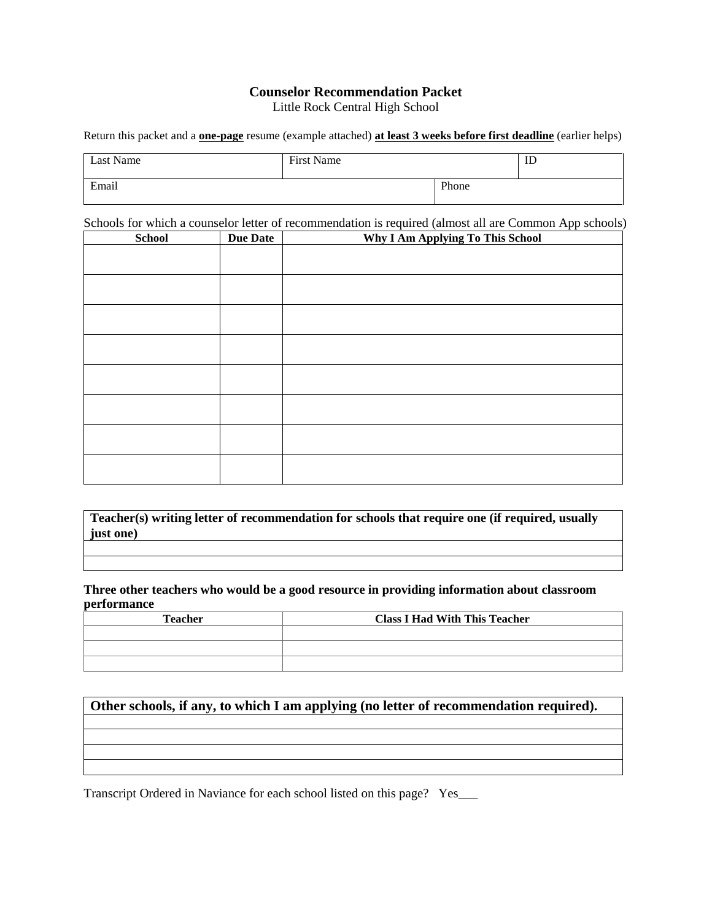# Counselor Recommendation Packet

Little Rock Central High School

Return this packet and a **one-page** resume (example attached) **at least 3 weeks before first deadline** (earlier helps)

| Last Name | First Name | | ID |
|---|---|---|---|
| Email | | Phone | |

Schools for which a counselor letter of recommendation is required (almost all are Common App schools)

| School | Due Date | Why I Am Applying To This School |
|---|---|---|
| | | |
| | | |
| | | |
| | | |
| | | |
| | | |
| | | |
| | | |

| **Teacher(s) writing letter of recommendation for schools that require one (if required, usually just one)** |
|---|
| |
| |

**Three other teachers who would be a good resource in providing information about classroom performance**

| Teacher | Class I Had With This Teacher |
|---|---|
| | |
| | |
| | |

| **Other schools, if any, to which I am applying (no letter of recommendation required).** |
|---|
| |
| |
| |
| |

Transcript Ordered in Naviance for each school listed on this page? Yes___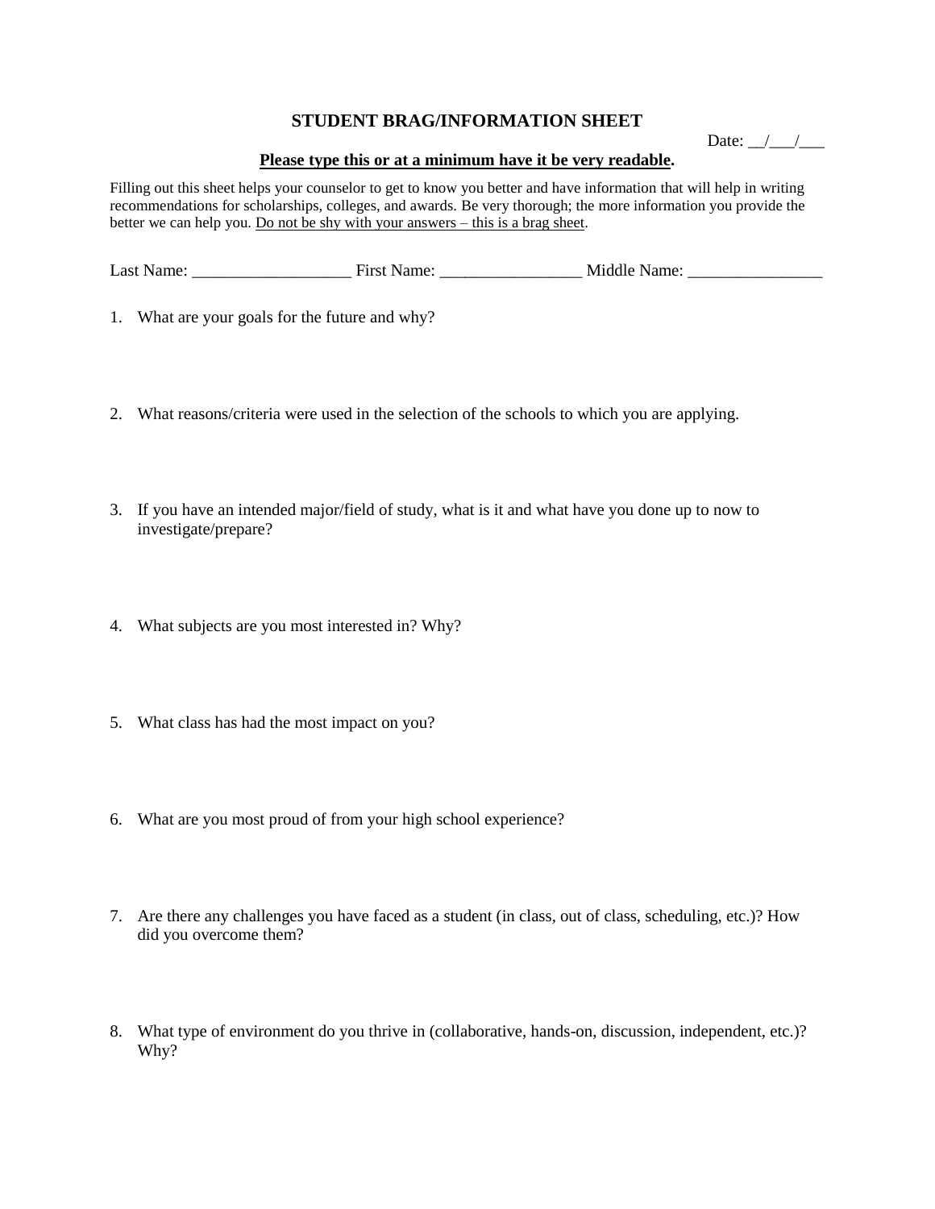## STUDENT BRAG/INFORMATION SHEET

Date: __/___/___

**<u>Please type this or at a minimum have it be very readable</u>.**

Filling out this sheet helps your counselor to get to know you better and have information that will help in writing recommendations for scholarships, colleges, and awards. Be very thorough; the more information you provide the better we can help you. <u>Do not be shy with your answers – this is a brag sheet</u>.

Last Name: ___________________ First Name: _________________ Middle Name: ________________

1. What are your goals for the future and why?

2. What reasons/criteria were used in the selection of the schools to which you are applying.

3. If you have an intended major/field of study, what is it and what have you done up to now to investigate/prepare?

4. What subjects are you most interested in? Why?

5. What class has had the most impact on you?

6. What are you most proud of from your high school experience?

7. Are there any challenges you have faced as a student (in class, out of class, scheduling, etc.)? How did you overcome them?

8. What type of environment do you thrive in (collaborative, hands-on, discussion, independent, etc.)? Why?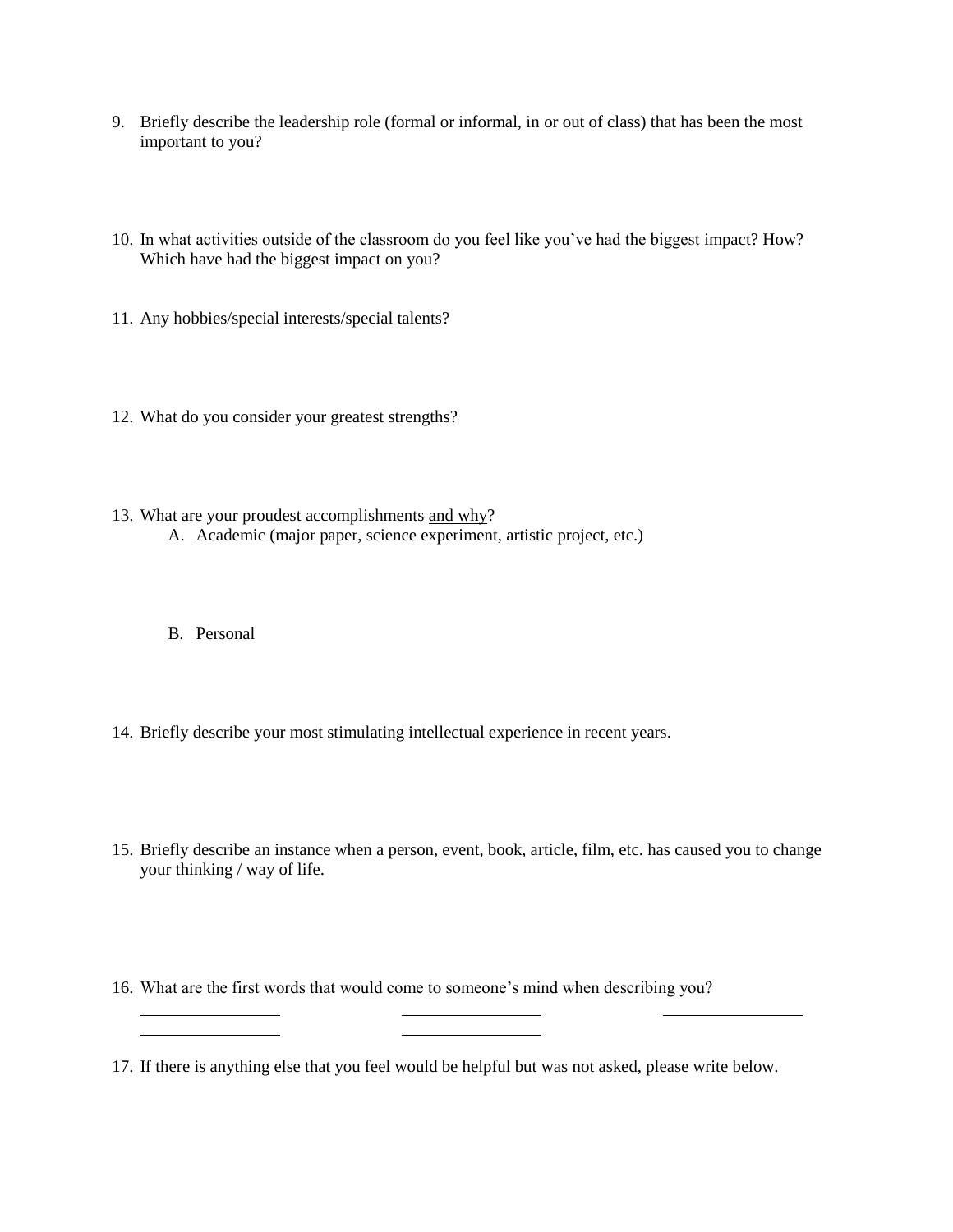9. Briefly describe the leadership role (formal or informal, in or out of class) that has been the most important to you?

10. In what activities outside of the classroom do you feel like you've had the biggest impact? How? Which have had the biggest impact on you?

11. Any hobbies/special interests/special talents?

12. What do you consider your greatest strengths?

13. What are your proudest accomplishments <u>and why</u>?
    A. Academic (major paper, science experiment, artistic project, etc.)

    B. Personal

14. Briefly describe your most stimulating intellectual experience in recent years.

15. Briefly describe an instance when a person, event, book, article, film, etc. has caused you to change your thinking / way of life.

16. What are the first words that would come to someone's mind when describing you?

    ________________ ________________ ________________
    ________________ ________________

17. If there is anything else that you feel would be helpful but was not asked, please write below.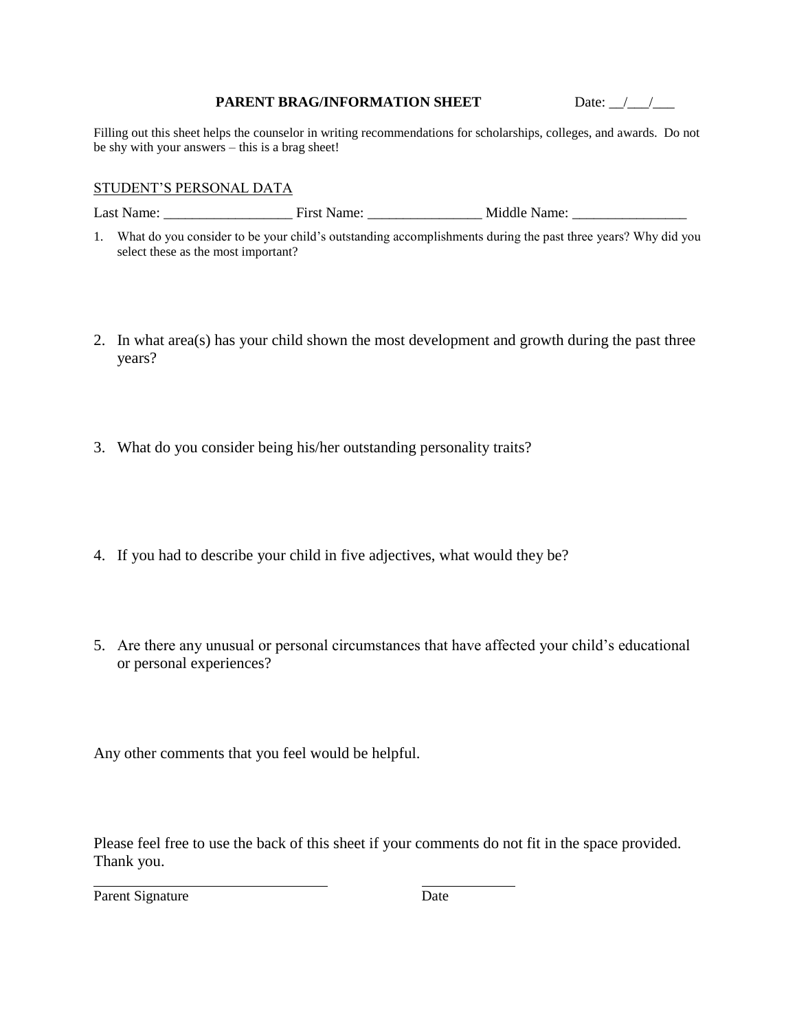**PARENT BRAG/INFORMATION SHEET** Date: __/___/___

Filling out this sheet helps the counselor in writing recommendations for scholarships, colleges, and awards. Do not be shy with your answers – this is a brag sheet!

STUDENT'S PERSONAL DATA

Last Name: __________________ First Name: ________________ Middle Name: ________________

1. What do you consider to be your child's outstanding accomplishments during the past three years? Why did you select these as the most important?

2. In what area(s) has your child shown the most development and growth during the past three years?

3. What do you consider being his/her outstanding personality traits?

4. If you had to describe your child in five adjectives, what would they be?

5. Are there any unusual or personal circumstances that have affected your child's educational or personal experiences?

Any other comments that you feel would be helpful.

Please feel free to use the back of this sheet if your comments do not fit in the space provided. Thank you.

________________________________ _____________

Parent Signature Date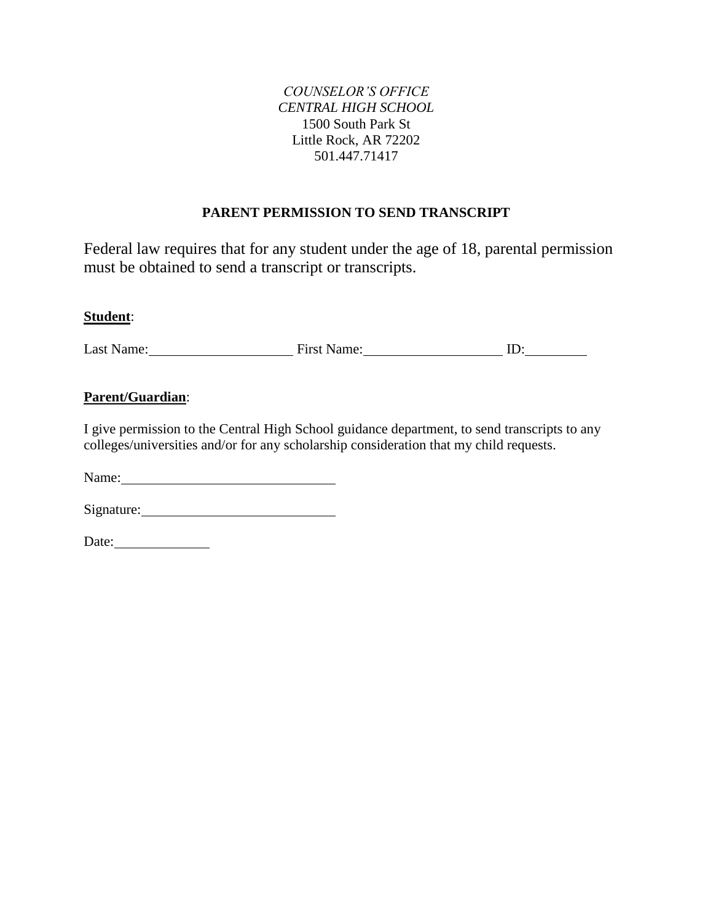*COUNSELOR'S OFFICE*
*CENTRAL HIGH SCHOOL*
1500 South Park St
Little Rock, AR 72202
501.447.71417

**PARENT PERMISSION TO SEND TRANSCRIPT**

Federal law requires that for any student under the age of 18, parental permission must be obtained to send a transcript or transcripts.

**Student**:

Last Name:____________________ First Name:____________________ ID:__________

**Parent/Guardian**:

I give permission to the Central High School guidance department, to send transcripts to any colleges/universities and/or for any scholarship consideration that my child requests.

Name:______________________________

Signature:___________________________

Date:______________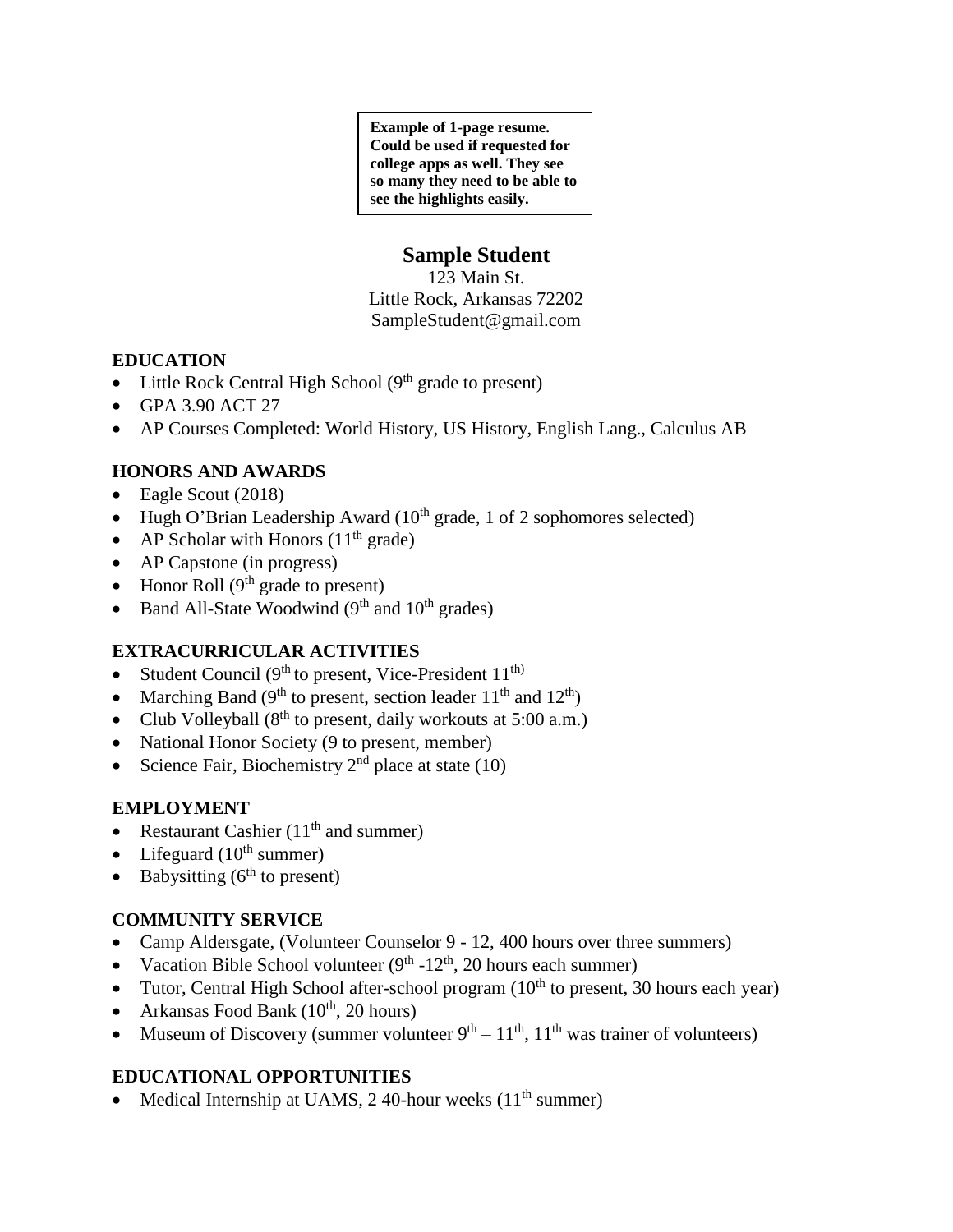**Example of 1-page resume. Could be used if requested for college apps as well. They see so many they need to be able to see the highlights easily.**

# Sample Student

123 Main St.
Little Rock, Arkansas 72202
SampleStudent@gmail.com

## EDUCATION

- Little Rock Central High School (9th grade to present)
- GPA 3.90 ACT 27
- AP Courses Completed: World History, US History, English Lang., Calculus AB

## HONORS AND AWARDS

- Eagle Scout (2018)
- Hugh O'Brian Leadership Award (10th grade, 1 of 2 sophomores selected)
- AP Scholar with Honors (11th grade)
- AP Capstone (in progress)
- Honor Roll (9th grade to present)
- Band All-State Woodwind (9th and 10th grades)

## EXTRACURRICULAR ACTIVITIES

- Student Council (9th to present, Vice-President 11th)
- Marching Band (9th to present, section leader 11th and 12th)
- Club Volleyball (8th to present, daily workouts at 5:00 a.m.)
- National Honor Society (9 to present, member)
- Science Fair, Biochemistry 2nd place at state (10)

## EMPLOYMENT

- Restaurant Cashier (11th and summer)
- Lifeguard (10th summer)
- Babysitting (6th to present)

## COMMUNITY SERVICE

- Camp Aldersgate, (Volunteer Counselor 9 - 12, 400 hours over three summers)
- Vacation Bible School volunteer (9th -12th, 20 hours each summer)
- Tutor, Central High School after-school program (10th to present, 30 hours each year)
- Arkansas Food Bank (10th, 20 hours)
- Museum of Discovery (summer volunteer 9th – 11th, 11th was trainer of volunteers)

## EDUCATIONAL OPPORTUNITIES

- Medical Internship at UAMS, 2 40-hour weeks (11th summer)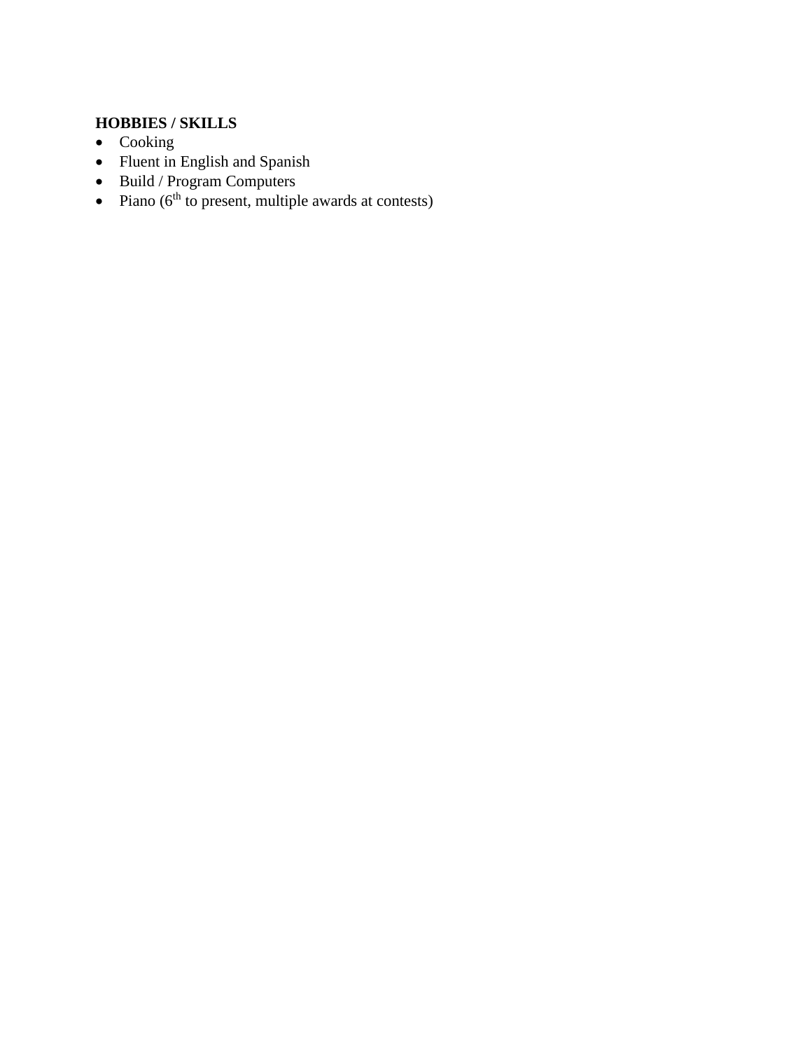**HOBBIES / SKILLS**

- Cooking
- Fluent in English and Spanish
- Build / Program Computers
- Piano ($6^{th}$ to present, multiple awards at contests)